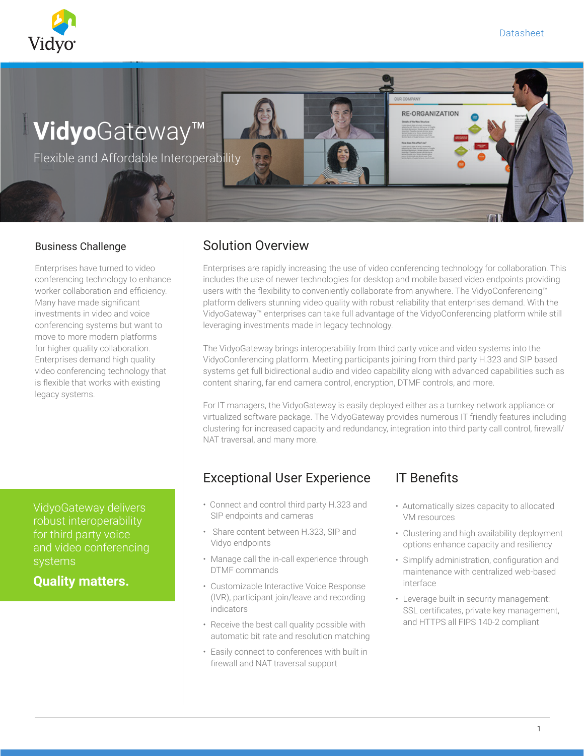Datasheet

# VidyoGateway™

Flexible and Affordable Interoperability

## Business Challenge

Enterprises have turned to video conferencing technology to enhance worker collaboration and efficiency. Many have made significant investments in video and voice conferencing systems but want to move to more modern platforms for higher quality collaboration. Enterprises demand high quality video conferencing technology that is flexible that works with existing legacy systems.

VidyoGateway delivers robust interoperability for third party voice and video conferencing systems

**Quality matters.**

## Solution Overview

Enterprises are rapidly increasing the use of video conferencing technology for collaboration. This includes the use of newer technologies for desktop and mobile based video endpoints providing users with the flexibility to conveniently collaborate from anywhere. The VidyoConferencing™ platform delivers stunning video quality with robust reliability that enterprises demand. With the VidyoGateway™ enterprises can take full advantage of the VidyoConferencing platform while still leveraging investments made in legacy technology.

The VidyoGateway brings interoperability from third party voice and video systems into the VidyoConferencing platform. Meeting participants joining from third party H.323 and SIP based systems get full bidirectional audio and video capability along with advanced capabilities such as content sharing, far end camera control, encryption, DTMF controls, and more.

For IT managers, the VidyoGateway is easily deployed either as a turnkey network appliance or virtualized software package. The VidyoGateway provides numerous IT friendly features including clustering for increased capacity and redundancy, integration into third party call control, firewall/NAT traversal, and many more.

## Exceptional User Experience

- Connect and control third party H.323 and SIP endpoints and cameras
- Share content between H.323, SIP and Vidyo endpoints
- Manage call the in-call experience through DTMF commands
- Customizable Interactive Voice Response (IVR), participant join/leave and recording indicators
- Receive the best call quality possible with automatic bit rate and resolution matching
- Easily connect to conferences with built in firewall and NAT traversal support

## IT Benefits

- Automatically sizes capacity to allocated VM resources
- Clustering and high availability deployment options enhance capacity and resiliency
- Simplify administration, configuration and maintenance with centralized web-based interface
- Leverage built-in security management: SSL certificates, private key management, and HTTPS all FIPS 140-2 compliant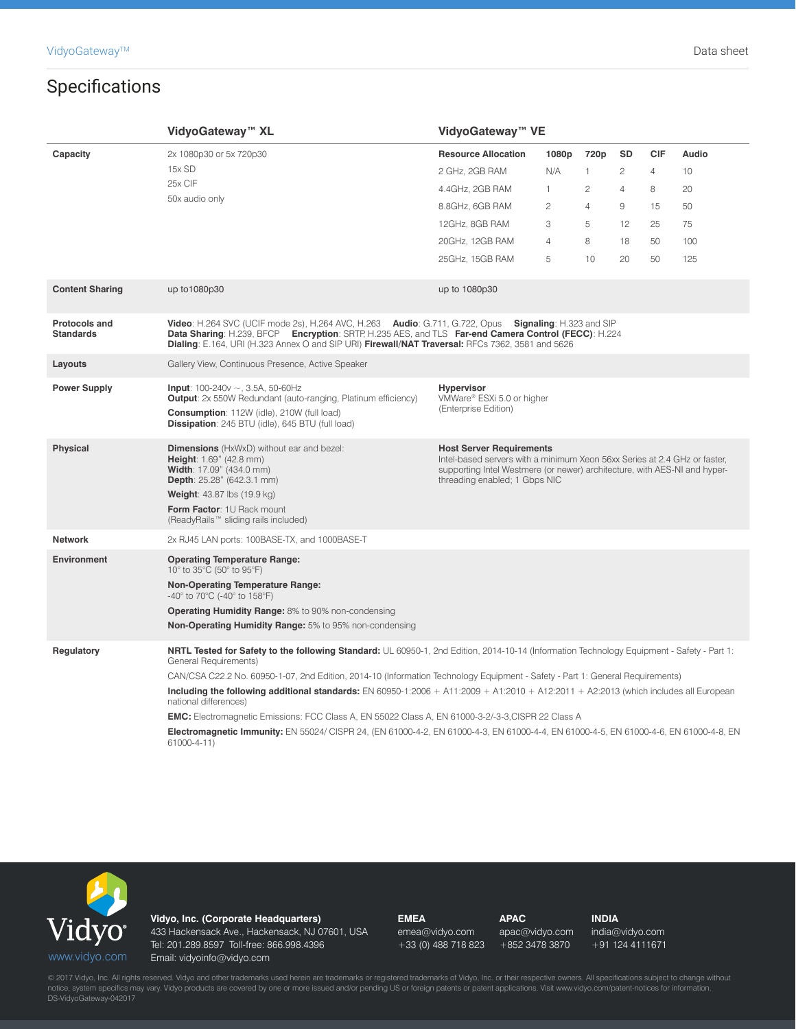## Specifications

| | VidyoGateway™ XL | VidyoGateway™ VE |
|---|---|---|
| **Capacity** | 2x 1080p30 or 5x 720p30<br>15x SD<br>25x CIF<br>50x audio only | See VidyoGateway™ VE resource allocation table below |
| **Content Sharing** | up to1080p30 | up to 1080p30 |
| **Protocols and Standards** | **Video**: H.264 SVC (UCIF mode 2s), H.264 AVC, H.263 **Audio**: G.711, G.722, Opus **Signaling**: H.323 and SIP **Data Sharing**: H.239, BFCP **Encryption**: SRTP, H.235 AES, and TLS **Far-end Camera Control (FECC)**: H.224 **Dialing**: E.164, URI (H.323 Annex O and SIP URI) **Firewall/NAT Traversal:** RFCs 7362, 3581 and 5626 | |
| **Layouts** | Gallery View, Continuous Presence, Active Speaker | |
| **Power Supply** | **Input**: 100-240v ~, 3.5A, 50-60Hz<br>**Output**: 2x 550W Redundant (auto-ranging, Platinum efficiency)<br>**Consumption**: 112W (idle), 210W (full load)<br>**Dissipation**: 245 BTU (idle), 645 BTU (full load) | **Hypervisor**<br>VMWare® ESXi 5.0 or higher (Enterprise Edition) |
| **Physical** | **Dimensions** (HxWxD) without ear and bezel:<br>**Height**: 1.69" (42.8 mm)<br>**Width**: 17.09" (434.0 mm)<br>**Depth**: 25.28" (642.3.1 mm)<br>**Weight**: 43.87 lbs (19.9 kg)<br>**Form Factor**: 1U Rack mount (ReadyRails™ sliding rails included) | **Host Server Requirements**<br>Intel-based servers with a minimum Xeon 56xx Series at 2.4 GHz or faster, supporting Intel Westmere (or newer) architecture, with AES-NI and hyper-threading enabled; 1 Gbps NIC |
| **Network** | 2x RJ45 LAN ports: 100BASE-TX, and 1000BASE-T | |
| **Environment** | **Operating Temperature Range:** 10° to 35°C (50° to 95°F)<br>**Non-Operating Temperature Range:** -40° to 70°C (-40° to 158°F)<br>**Operating Humidity Range:** 8% to 90% non-condensing<br>**Non-Operating Humidity Range:** 5% to 95% non-condensing | |
| **Regulatory** | **NRTL Tested for Safety to the following Standard:** UL 60950-1, 2nd Edition, 2014-10-14 (Information Technology Equipment - Safety - Part 1: General Requirements)<br>CAN/CSA C22.2 No. 60950-1-07, 2nd Edition, 2014-10 (Information Technology Equipment - Safety - Part 1: General Requirements)<br>**Including the following additional standards:** EN 60950-1:2006 + A11:2009 + A1:2010 + A12:2011 + A2:2013 (which includes all European national differences)<br>**EMC:** Electromagnetic Emissions: FCC Class A, EN 55022 Class A, EN 61000-3-2/-3-3,CISPR 22 Class A<br>**Electromagnetic Immunity:** EN 55024/ CISPR 24, (EN 61000-4-2, EN 61000-4-3, EN 61000-4-4, EN 61000-4-5, EN 61000-4-6, EN 61000-4-8, EN 61000-4-11) | |

**VidyoGateway™ VE Capacity:**

| Resource Allocation | 1080p | 720p | SD | CIF | Audio |
|---|---|---|---|---|---|
| 2 GHz, 2GB RAM | N/A | 1 | 2 | 4 | 10 |
| 4.4GHz, 2GB RAM | 1 | 2 | 4 | 8 | 20 |
| 8.8GHz, 6GB RAM | 2 | 4 | 9 | 15 | 50 |
| 12GHz, 8GB RAM | 3 | 5 | 12 | 25 | 75 |
| 20GHz, 12GB RAM | 4 | 8 | 18 | 50 | 100 |
| 25GHz, 15GB RAM | 5 | 10 | 20 | 50 | 125 |

Vidyo®

www.vidyo.com

**Vidyo, Inc. (Corporate Headquarters)**
433 Hackensack Ave., Hackensack, NJ 07601, USA
Tel: 201.289.8597 Toll-free: 866.998.4396
Email: vidyoinfo@vidyo.com

**EMEA**
emea@vidyo.com
+33 (0) 488 718 823

**APAC**
apac@vidyo.com
+852 3478 3870

**INDIA**
india@vidyo.com
+91 124 4111671

© 2017 Vidyo, Inc. All rights reserved. Vidyo and other trademarks used herein are trademarks or registered trademarks of Vidyo, Inc. or their respective owners. All specifications subject to change without notice, system specifics may vary. Vidyo products are covered by one or more issued and/or pending US or foreign patents or patent applications. Visit www.vidyo.com/patent-notices for information.
DS-VidyoGateway-042017